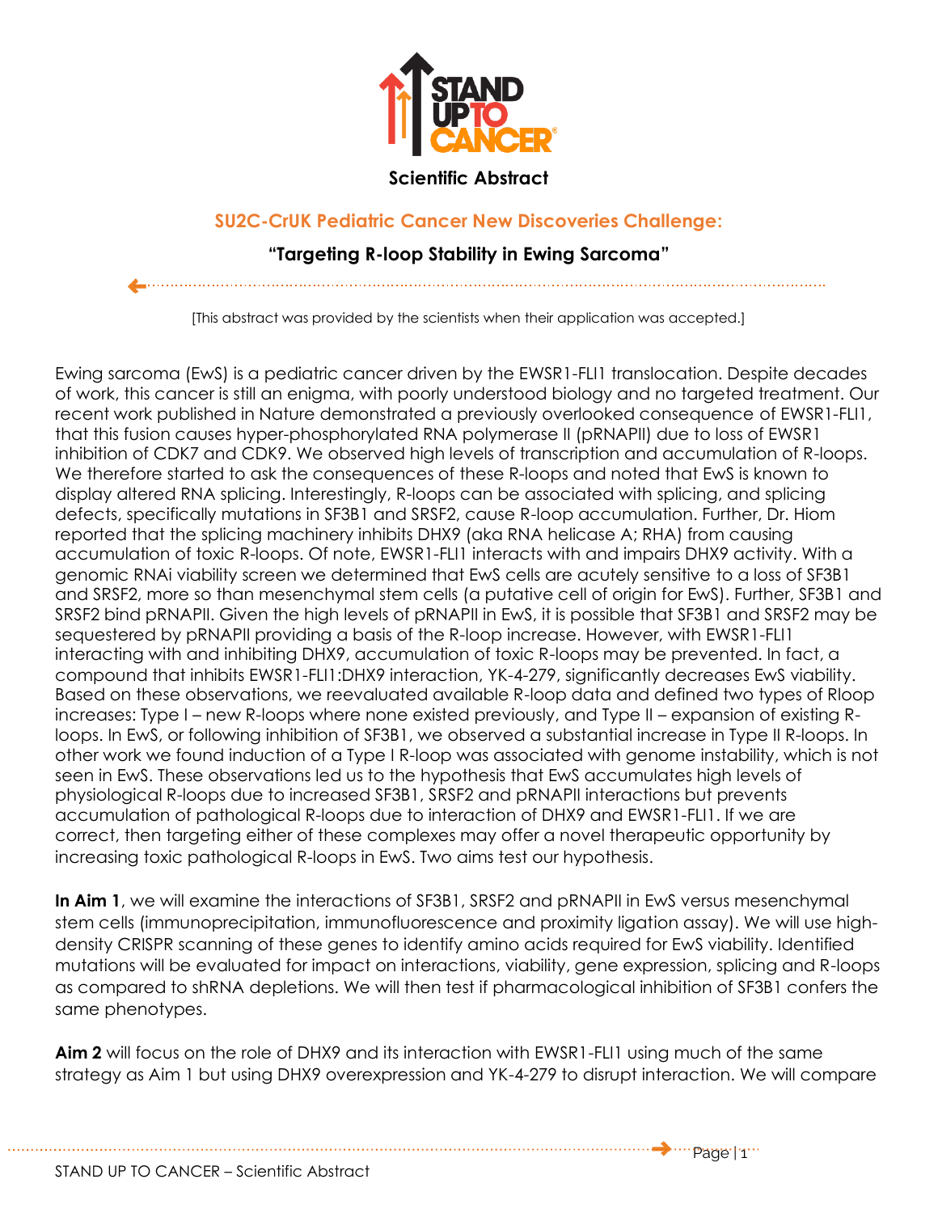**Scientific Abstract**

## SU2C-CrUK Pediatric Cancer New Discoveries Challenge:

### "Targeting R-loop Stability in Ewing Sarcoma"

[This abstract was provided by the scientists when their application was accepted.]

Ewing sarcoma (EwS) is a pediatric cancer driven by the EWSR1-FLI1 translocation. Despite decades of work, this cancer is still an enigma, with poorly understood biology and no targeted treatment. Our recent work published in Nature demonstrated a previously overlooked consequence of EWSR1-FLI1, that this fusion causes hyper-phosphorylated RNA polymerase II (pRNAPII) due to loss of EWSR1 inhibition of CDK7 and CDK9. We observed high levels of transcription and accumulation of R-loops. We therefore started to ask the consequences of these R-loops and noted that EwS is known to display altered RNA splicing. Interestingly, R-loops can be associated with splicing, and splicing defects, specifically mutations in SF3B1 and SRSF2, cause R-loop accumulation. Further, Dr. Hiom reported that the splicing machinery inhibits DHX9 (aka RNA helicase A; RHA) from causing accumulation of toxic R-loops. Of note, EWSR1-FLI1 interacts with and impairs DHX9 activity. With a genomic RNAi viability screen we determined that EwS cells are acutely sensitive to a loss of SF3B1 and SRSF2, more so than mesenchymal stem cells (a putative cell of origin for EwS). Further, SF3B1 and SRSF2 bind pRNAPII. Given the high levels of pRNAPII in EwS, it is possible that SF3B1 and SRSF2 may be sequestered by pRNAPII providing a basis of the R-loop increase. However, with EWSR1-FLI1 interacting with and inhibiting DHX9, accumulation of toxic R-loops may be prevented. In fact, a compound that inhibits EWSR1-FLI1:DHX9 interaction, YK-4-279, significantly decreases EwS viability. Based on these observations, we reevaluated available R-loop data and defined two types of Rloop increases: Type I – new R-loops where none existed previously, and Type II – expansion of existing R-loops. In EwS, or following inhibition of SF3B1, we observed a substantial increase in Type II R-loops. In other work we found induction of a Type I R-loop was associated with genome instability, which is not seen in EwS. These observations led us to the hypothesis that EwS accumulates high levels of physiological R-loops due to increased SF3B1, SRSF2 and pRNAPII interactions but prevents accumulation of pathological R-loops due to interaction of DHX9 and EWSR1-FLI1. If we are correct, then targeting either of these complexes may offer a novel therapeutic opportunity by increasing toxic pathological R-loops in EwS. Two aims test our hypothesis.

**In Aim 1**, we will examine the interactions of SF3B1, SRSF2 and pRNAPII in EwS versus mesenchymal stem cells (immunoprecipitation, immunofluorescence and proximity ligation assay). We will use high-density CRISPR scanning of these genes to identify amino acids required for EwS viability. Identified mutations will be evaluated for impact on interactions, viability, gene expression, splicing and R-loops as compared to shRNA depletions. We will then test if pharmacological inhibition of SF3B1 confers the same phenotypes.

**Aim 2** will focus on the role of DHX9 and its interaction with EWSR1-FLI1 using much of the same strategy as Aim 1 but using DHX9 overexpression and YK-4-279 to disrupt interaction. We will compare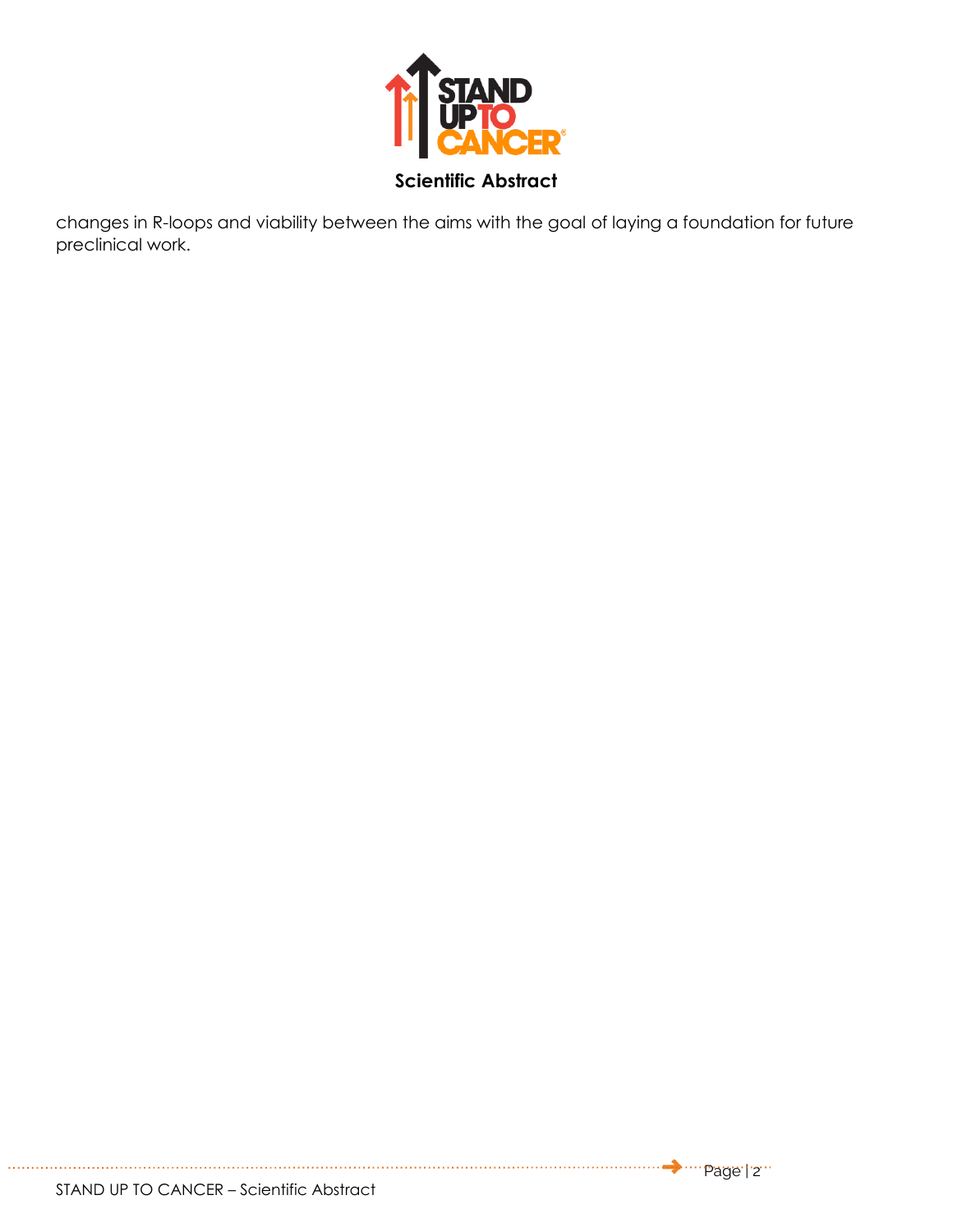changes in R-loops and viability between the aims with the goal of laying a foundation for future preclinical work.